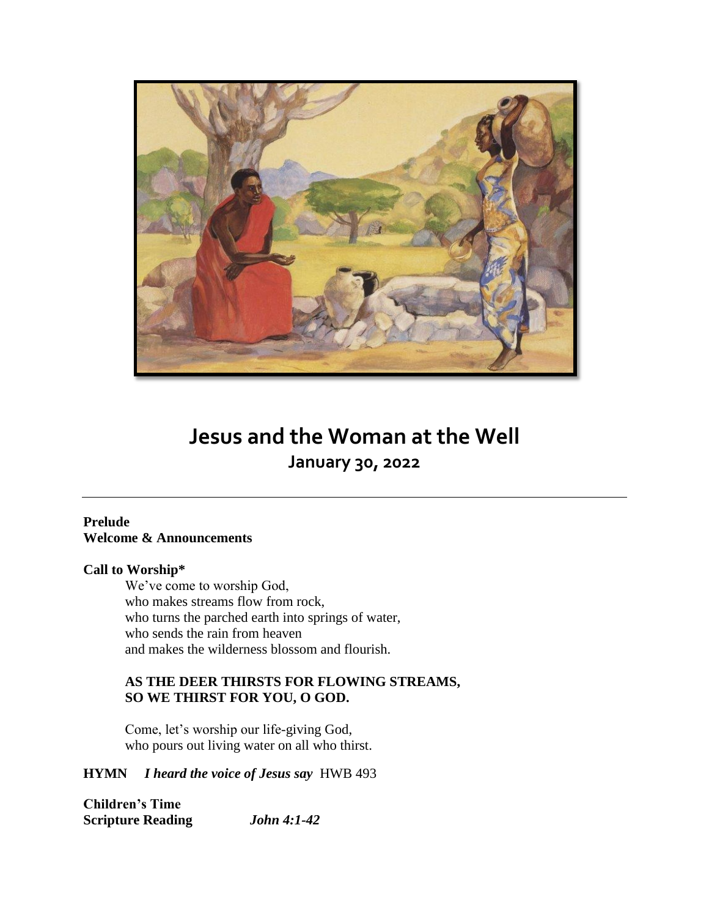# Jesus and the Woman at the Well

## January 30, 2022

---

**Prelude**
**Welcome & Announcements**

**Call to Worship***

We've come to worship God,
who makes streams flow from rock,
who turns the parched earth into springs of water,
who sends the rain from heaven
and makes the wilderness blossom and flourish.

**AS THE DEER THIRSTS FOR FLOWING STREAMS,**
**SO WE THIRST FOR YOU, O GOD.**

Come, let's worship our life-giving God,
who pours out living water on all who thirst.

**HYMN** ***I heard the voice of Jesus say*** HWB 493

**Children's Time**
**Scripture Reading** ***John 4:1-42***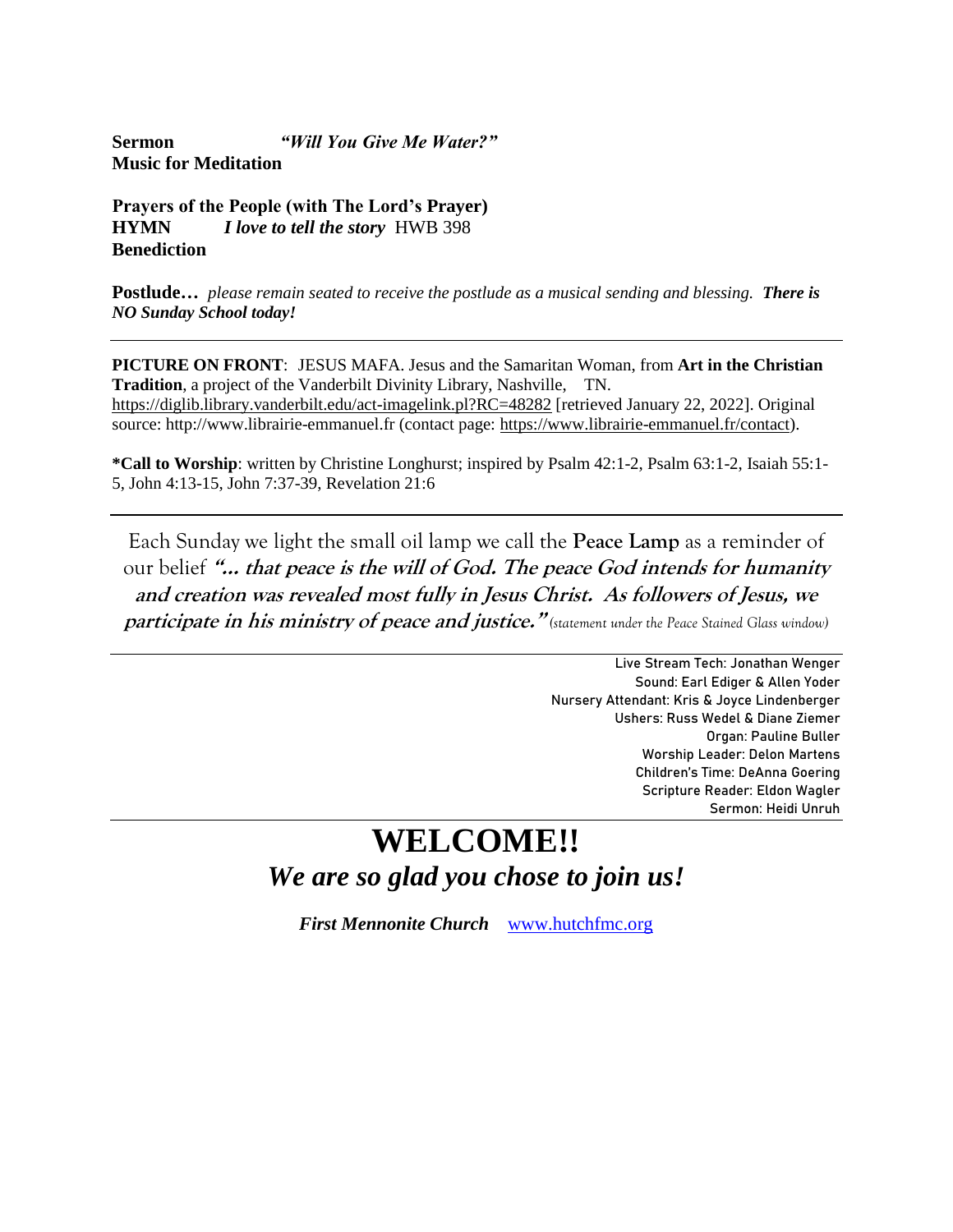**Sermon** ***"Will You Give Me Water?"***
**Music for Meditation**

**Prayers of the People (with The Lord's Prayer)**
**HYMN** ***I love to tell the story*** HWB 398
**Benediction**

**Postlude…** *please remain seated to receive the postlude as a musical sending and blessing.* ***There is NO Sunday School today!***

---

**PICTURE ON FRONT**: JESUS MAFA. Jesus and the Samaritan Woman, from **Art in the Christian Tradition**, a project of the Vanderbilt Divinity Library, Nashville, TN. https://diglib.library.vanderbilt.edu/act-imagelink.pl?RC=48282 [retrieved January 22, 2022]. Original source: http://www.librairie-emmanuel.fr (contact page: https://www.librairie-emmanuel.fr/contact).

**\*Call to Worship**: written by Christine Longhurst; inspired by Psalm 42:1-2, Psalm 63:1-2, Isaiah 55:1-5, John 4:13-15, John 7:37-39, Revelation 21:6

---

Each Sunday we light the small oil lamp we call the **Peace Lamp** as a reminder of our belief ***"… that peace is the will of God. The peace God intends for humanity and creation was revealed most fully in Jesus Christ. As followers of Jesus, we participate in his ministry of peace and justice."*** *(statement under the Peace Stained Glass window)*

---

Live Stream Tech: Jonathan Wenger
Sound: Earl Ediger & Allen Yoder
Nursery Attendant: Kris & Joyce Lindenberger
Ushers: Russ Wedel & Diane Ziemer
Organ: Pauline Buller
Worship Leader: Delon Martens
Children's Time: DeAnna Goering
Scripture Reader: Eldon Wagler
Sermon: Heidi Unruh

---

# WELCOME!!

## *We are so glad you chose to join us!*

***First Mennonite Church*** www.hutchfmc.org